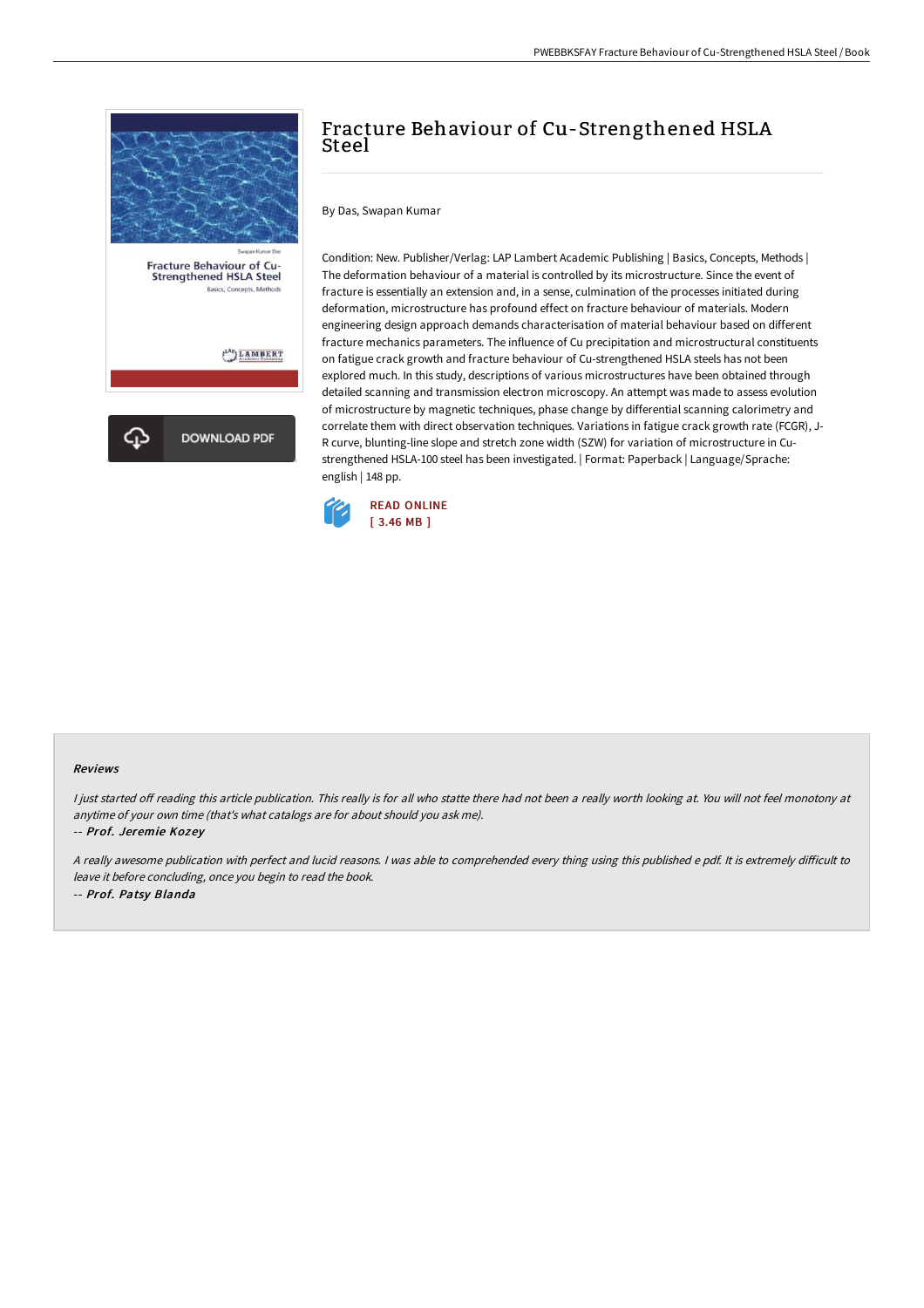# Fracture Behaviour of Cu-Strengthened HSLA Steel

By Das, Swapan Kumar

Condition: New. Publisher/Verlag: LAP Lambert Academic Publishing | Basics, Concepts, Methods | The deformation behaviour of a material is controlled by its microstructure. Since the event of fracture is essentially an extension and, in a sense, culmination of the processes initiated during deformation, microstructure has profound effect on fracture behaviour of materials. Modern engineering design approach demands characterisation of material behaviour based on different fracture mechanics parameters. The influence of Cu precipitation and microstructural constituents on fatigue crack growth and fracture behaviour of Cu-strengthened HSLA steels has not been explored much. In this study, descriptions of various microstructures have been obtained through detailed scanning and transmission electron microscopy. An attempt was made to assess evolution of microstructure by magnetic techniques, phase change by differential scanning calorimetry and correlate them with direct observation techniques. Variations in fatigue crack growth rate (FCGR), J-R curve, blunting-line slope and stretch zone width (SZW) for variation of microstructure in Cu-strengthened HSLA-100 steel has been investigated. | Format: Paperback | Language/Sprache: english | 148 pp.

READ ONLINE
[ 3.46 MB ]

DOWNLOAD PDF

## Reviews

*I just started off reading this article publication. This really is for all who statte there had not been a really worth looking at. You will not feel monotony at anytime of your own time (that's what catalogs are for about should you ask me).*

-- *Prof. Jeremie Kozey*

*A really awesome publication with perfect and lucid reasons. I was able to comprehended every thing using this published e pdf. It is extremely difficult to leave it before concluding, once you begin to read the book.*

-- *Prof. Patsy Blanda*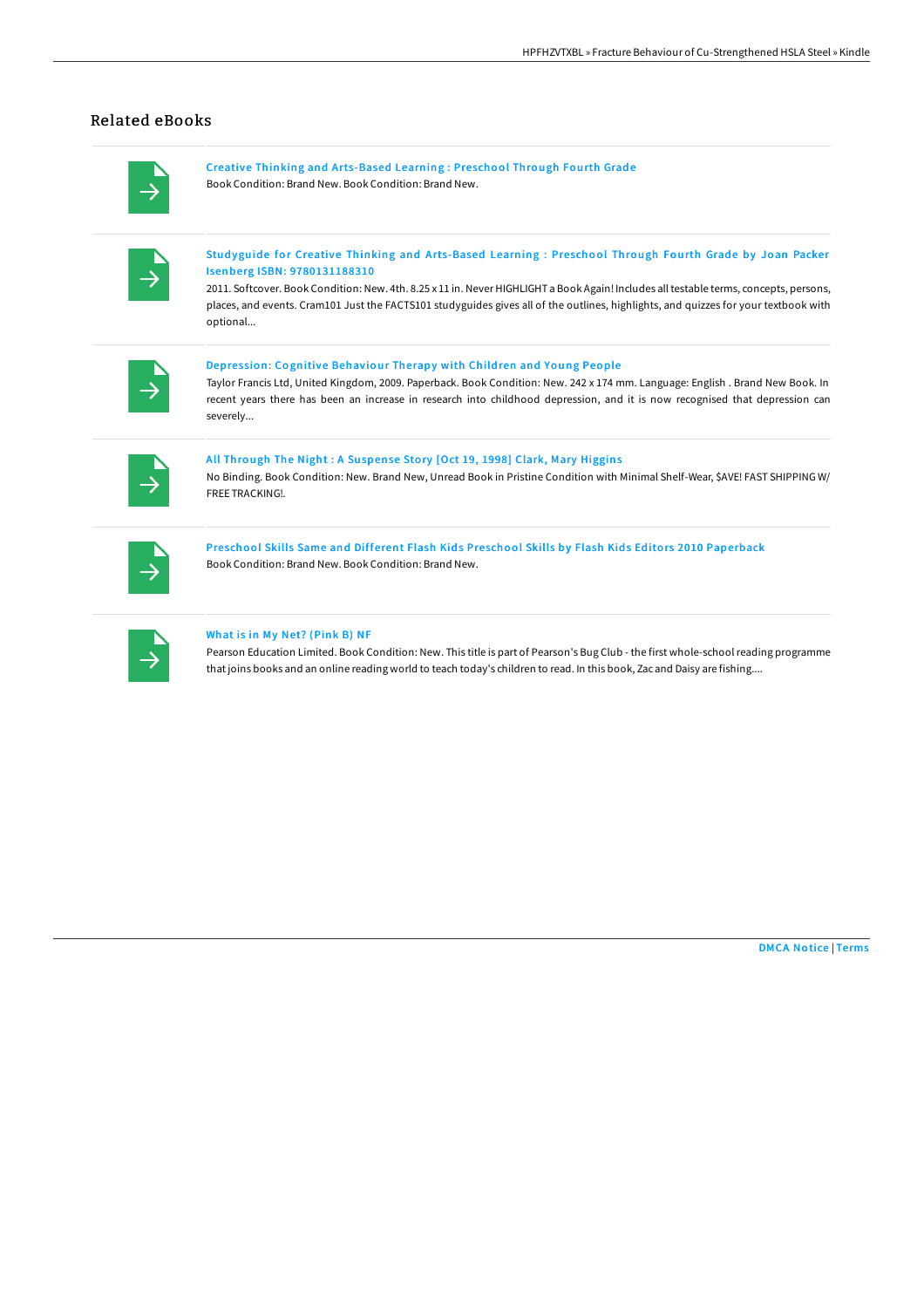## Related eBooks

**Creative Thinking and Arts-Based Learning : Preschool Through Fourth Grade**

Book Condition: Brand New. Book Condition: Brand New.

**Studyguide for Creative Thinking and Arts-Based Learning : Preschool Through Fourth Grade by Joan Packer Isenberg ISBN: 9780131188310**

2011. Softcover. Book Condition: New. 4th. 8.25 x 11 in. Never HIGHLIGHT a Book Again! Includes all testable terms, concepts, persons, places, and events. Cram101 Just the FACTS101 studyguides gives all of the outlines, highlights, and quizzes for your textbook with optional...

**Depression: Cognitive Behaviour Therapy with Children and Young People**

Taylor Francis Ltd, United Kingdom, 2009. Paperback. Book Condition: New. 242 x 174 mm. Language: English . Brand New Book. In recent years there has been an increase in research into childhood depression, and it is now recognised that depression can severely...

**All Through The Night : A Suspense Story [Oct 19, 1998] Clark, Mary Higgins**

No Binding. Book Condition: New. Brand New, Unread Book in Pristine Condition with Minimal Shelf-Wear, $AVE! FAST SHIPPING W/ FREE TRACKING!.

**Preschool Skills Same and Different Flash Kids Preschool Skills by Flash Kids Editors 2010 Paperback**

Book Condition: Brand New. Book Condition: Brand New.

**What is in My Net? (Pink B) NF**

Pearson Education Limited. Book Condition: New. This title is part of Pearson's Bug Club - the first whole-school reading programme that joins books and an online reading world to teach today's children to read. In this book, Zac and Daisy are fishing....

DMCA Notice | Terms